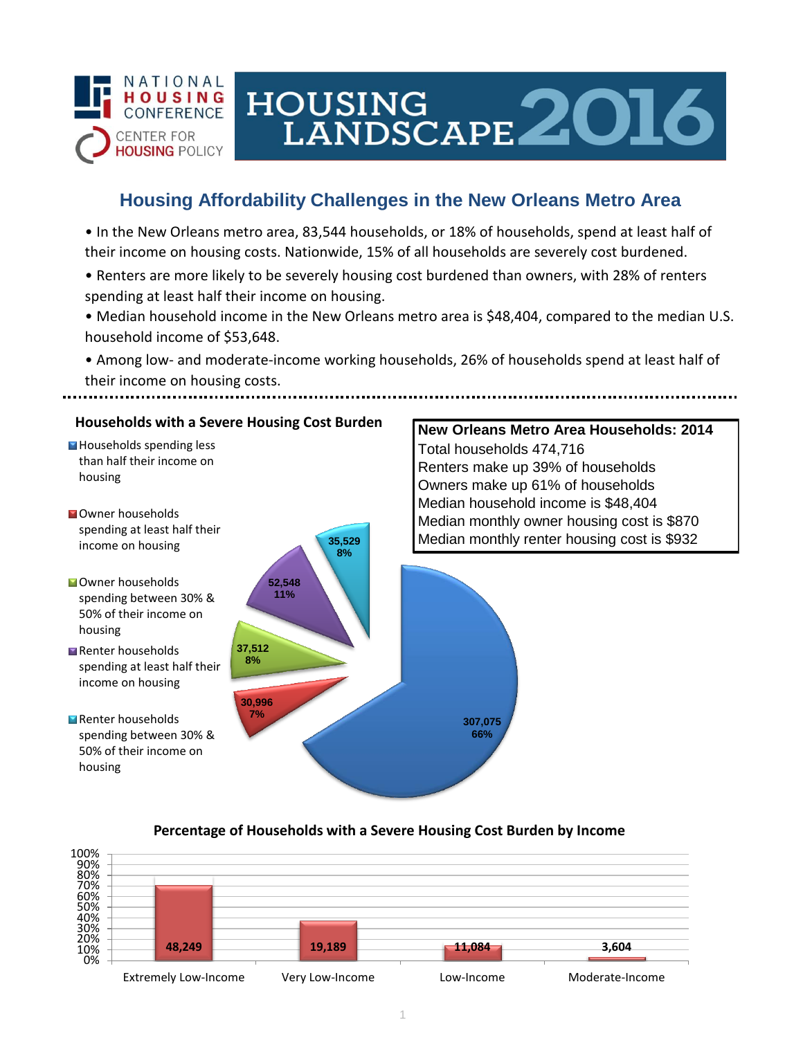NATIONAL HOUSING CONFERENCE
CENTER FOR HOUSING POLICY

# HOUSING LANDSCAPE 2016

## Housing Affordability Challenges in the New Orleans Metro Area

- In the New Orleans metro area, 83,544 households, or 18% of households, spend at least half of their income on housing costs. Nationwide, 15% of all households are severely cost burdened.
- Renters are more likely to be severely housing cost burdened than owners, with 28% of renters spending at least half their income on housing.
- Median household income in the New Orleans metro area is $48,404, compared to the median U.S. household income of $53,648.
- Among low- and moderate-income working households, 26% of households spend at least half of their income on housing costs.

### Households with a Severe Housing Cost Burden

| Category | Households | Percent |
|---|---|---|
| Households spending less than half their income on housing | 307,075 | 66% |
| Owner households spending at least half their income on housing | 30,996 | 7% |
| Owner households spending between 30% & 50% of their income on housing | 37,512 | 8% |
| Renter households spending at least half their income on housing | 52,548 | 11% |
| Renter households spending between 30% & 50% of their income on housing | 35,529 | 8% |

### New Orleans Metro Area Households: 2014

Total households 474,716
Renters make up 39% of households
Owners make up 61% of households
Median household income is $48,404
Median monthly owner housing cost is $870
Median monthly renter housing cost is $932

### Percentage of Households with a Severe Housing Cost Burden by Income

| Income Category | Households |
|---|---|
| Extremely Low-Income | 48,249 |
| Very Low-Income | 19,189 |
| Low-Income | 11,084 |
| Moderate-Income | 3,604 |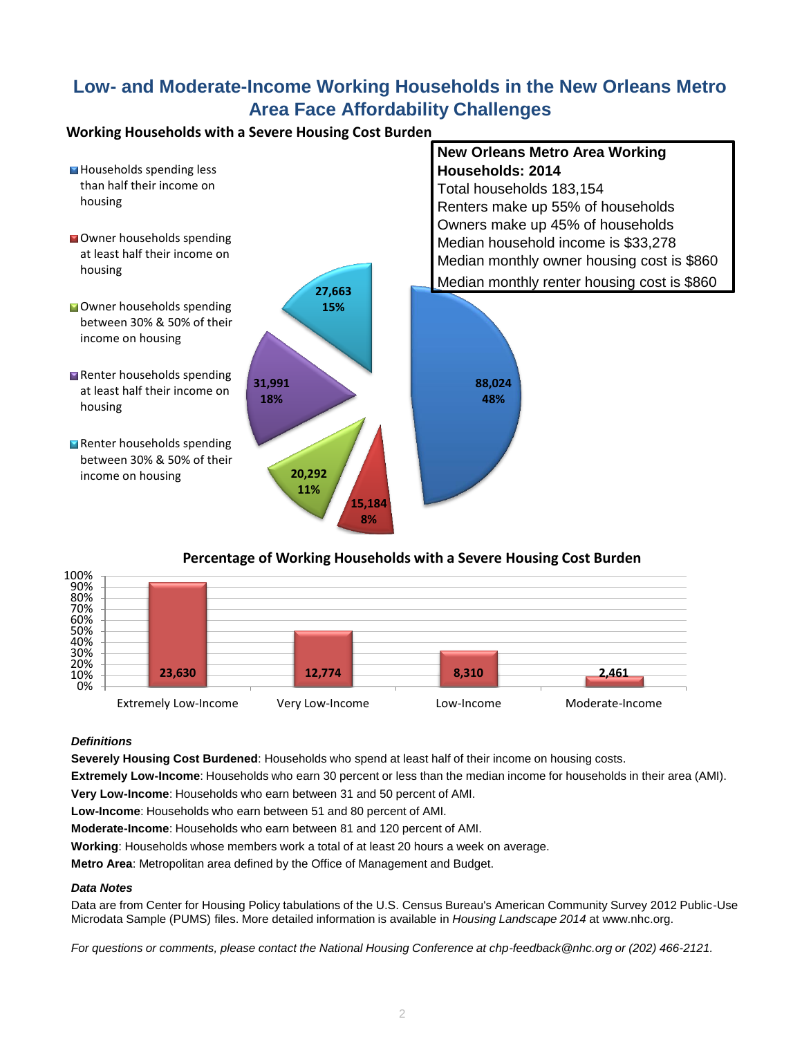# Low- and Moderate-Income Working Households in the New Orleans Metro Area Face Affordability Challenges

**Working Households with a Severe Housing Cost Burden**

Households spending less than half their income on housing

Owner households spending at least half their income on housing

Owner households spending between 30% & 50% of their income on housing

Renter households spending at least half their income on housing

Renter households spending between 30% & 50% of their income on housing

27,663
15%

31,991
18%

20,292
11%

15,184
8%

88,024
48%

**New Orleans Metro Area Working Households: 2014**
Total households 183,154
Renters make up 55% of households
Owners make up 45% of households
Median household income is $33,278
Median monthly owner housing cost is $860
Median monthly renter housing cost is $860

**Percentage of Working Households with a Severe Housing Cost Burden**

100%
90%
80%
70%
60%
50%
40%
30%
20%
10%
0%

23,630
12,774
8,310
2,461

Extremely Low-Income
Very Low-Income
Low-Income
Moderate-Income

***Definitions***

**Severely Housing Cost Burdened**: Households who spend at least half of their income on housing costs.

**Extremely Low-Income**: Households who earn 30 percent or less than the median income for households in their area (AMI).

**Very Low-Income**: Households who earn between 31 and 50 percent of AMI.

**Low-Income**: Households who earn between 51 and 80 percent of AMI.

**Moderate-Income**: Households who earn between 81 and 120 percent of AMI.

**Working**: Households whose members work a total of at least 20 hours a week on average.

**Metro Area**: Metropolitan area defined by the Office of Management and Budget.

***Data Notes***

Data are from Center for Housing Policy tabulations of the U.S. Census Bureau's American Community Survey 2012 Public-Use Microdata Sample (PUMS) files. More detailed information is available in *Housing Landscape 2014* at www.nhc.org.

*For questions or comments, please contact the National Housing Conference at chp-feedback@nhc.org or (202) 466-2121.*